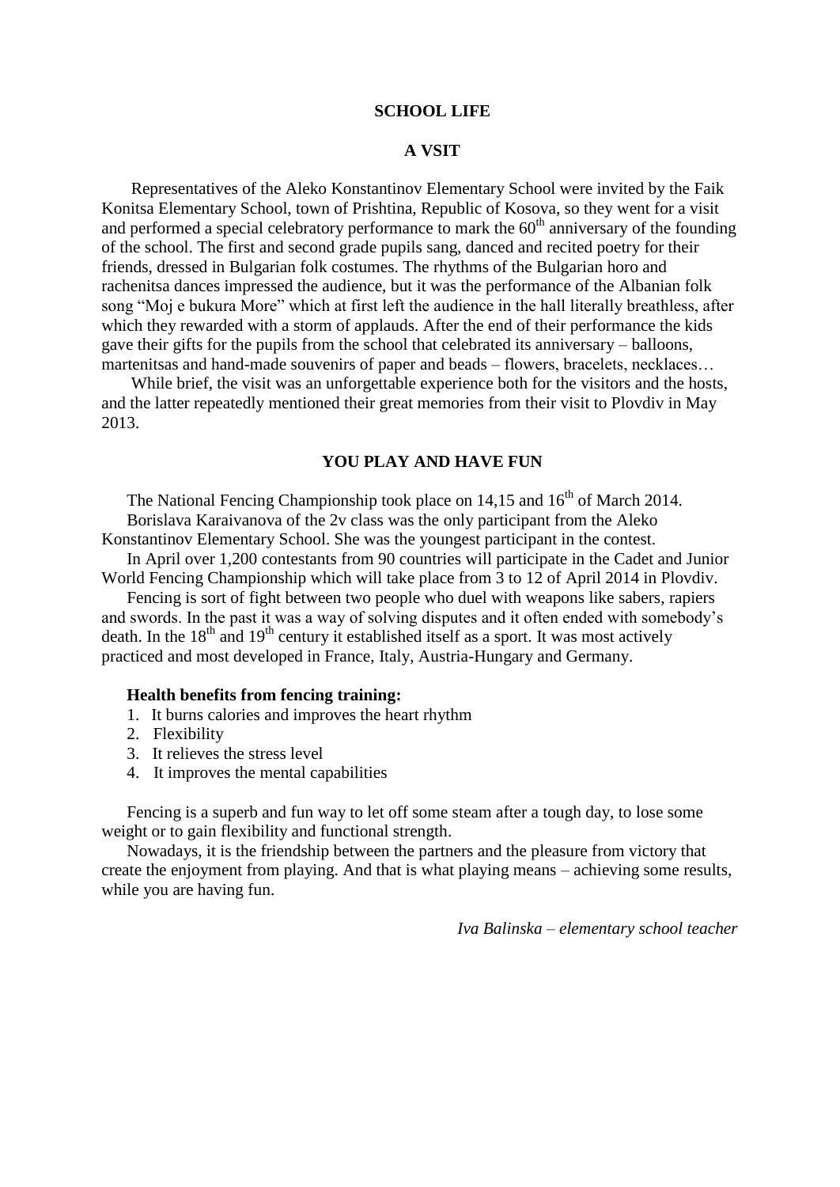# SCHOOL LIFE

## A VSIT

Representatives of the Aleko Konstantinov Elementary School were invited by the Faik Konitsa Elementary School, town of Prishtina, Republic of Kosova, so they went for a visit and performed a special celebratory performance to mark the 60th anniversary of the founding of the school. The first and second grade pupils sang, danced and recited poetry for their friends, dressed in Bulgarian folk costumes. The rhythms of the Bulgarian horo and rachenitsa dances impressed the audience, but it was the performance of the Albanian folk song "Moj e bukura More" which at first left the audience in the hall literally breathless, after which they rewarded with a storm of applauds. After the end of their performance the kids gave their gifts for the pupils from the school that celebrated its anniversary – balloons, martenitsas and hand-made souvenirs of paper and beads – flowers, bracelets, necklaces…

While brief, the visit was an unforgettable experience both for the visitors and the hosts, and the latter repeatedly mentioned their great memories from their visit to Plovdiv in May 2013.

## YOU PLAY AND HAVE FUN

The National Fencing Championship took place on 14,15 and 16th of March 2014.

Borislava Karaivanova of the 2v class was the only participant from the Aleko Konstantinov Elementary School. She was the youngest participant in the contest.

In April over 1,200 contestants from 90 countries will participate in the Cadet and Junior World Fencing Championship which will take place from 3 to 12 of April 2014 in Plovdiv.

Fencing is sort of fight between two people who duel with weapons like sabers, rapiers and swords. In the past it was a way of solving disputes and it often ended with somebody's death. In the 18th and 19th century it established itself as a sport. It was most actively practiced and most developed in France, Italy, Austria-Hungary and Germany.

**Health benefits from fencing training:**

1. It burns calories and improves the heart rhythm
2. Flexibility
3. It relieves the stress level
4. It improves the mental capabilities

Fencing is a superb and fun way to let off some steam after a tough day, to lose some weight or to gain flexibility and functional strength.

Nowadays, it is the friendship between the partners and the pleasure from victory that create the enjoyment from playing. And that is what playing means – achieving some results, while you are having fun.

*Iva Balinska – elementary school teacher*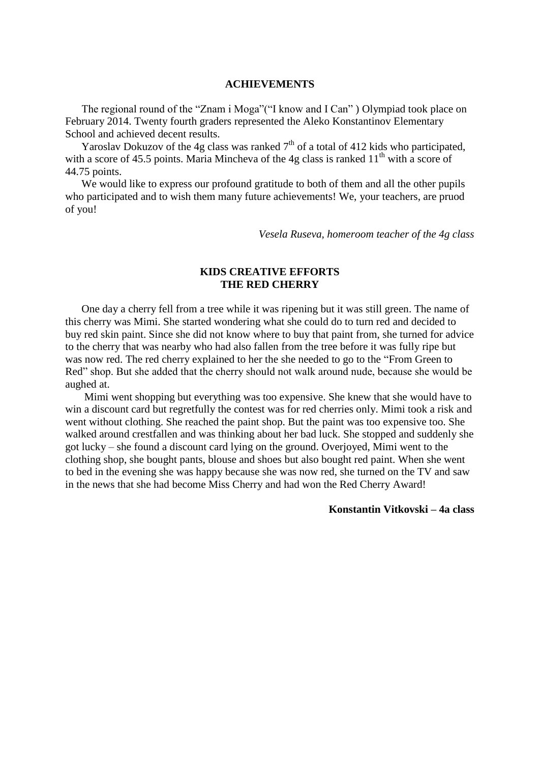## ACHIEVEMENTS

The regional round of the "Znam i Moga"("I know and I Can" ) Olympiad took place on February 2014. Twenty fourth graders represented the Aleko Konstantinov Elementary School and achieved decent results.

Yaroslav Dokuzov of the 4g class was ranked 7th of a total of 412 kids who participated, with a score of 45.5 points. Maria Mincheva of the 4g class is ranked 11th with a score of 44.75 points.

We would like to express our profound gratitude to both of them and all the other pupils who participated and to wish them many future achievements! We, your teachers, are pruod of you!

*Vesela Ruseva, homeroom teacher of the 4g class*

## KIDS CREATIVE EFFORTS
## THE RED CHERRY

One day a cherry fell from a tree while it was ripening but it was still green. The name of this cherry was Mimi. She started wondering what she could do to turn red and decided to buy red skin paint. Since she did not know where to buy that paint from, she turned for advice to the cherry that was nearby who had also fallen from the tree before it was fully ripe but was now red. The red cherry explained to her the she needed to go to the "From Green to Red" shop. But she added that the cherry should not walk around nude, because she would be aughed at.

Mimi went shopping but everything was too expensive. She knew that she would have to win a discount card but regretfully the contest was for red cherries only. Mimi took a risk and went without clothing. She reached the paint shop. But the paint was too expensive too. She walked around crestfallen and was thinking about her bad luck. She stopped and suddenly she got lucky – she found a discount card lying on the ground. Overjoyed, Mimi went to the clothing shop, she bought pants, blouse and shoes but also bought red paint. When she went to bed in the evening she was happy because she was now red, she turned on the TV and saw in the news that she had become Miss Cherry and had won the Red Cherry Award!

**Konstantin Vitkovski – 4a class**